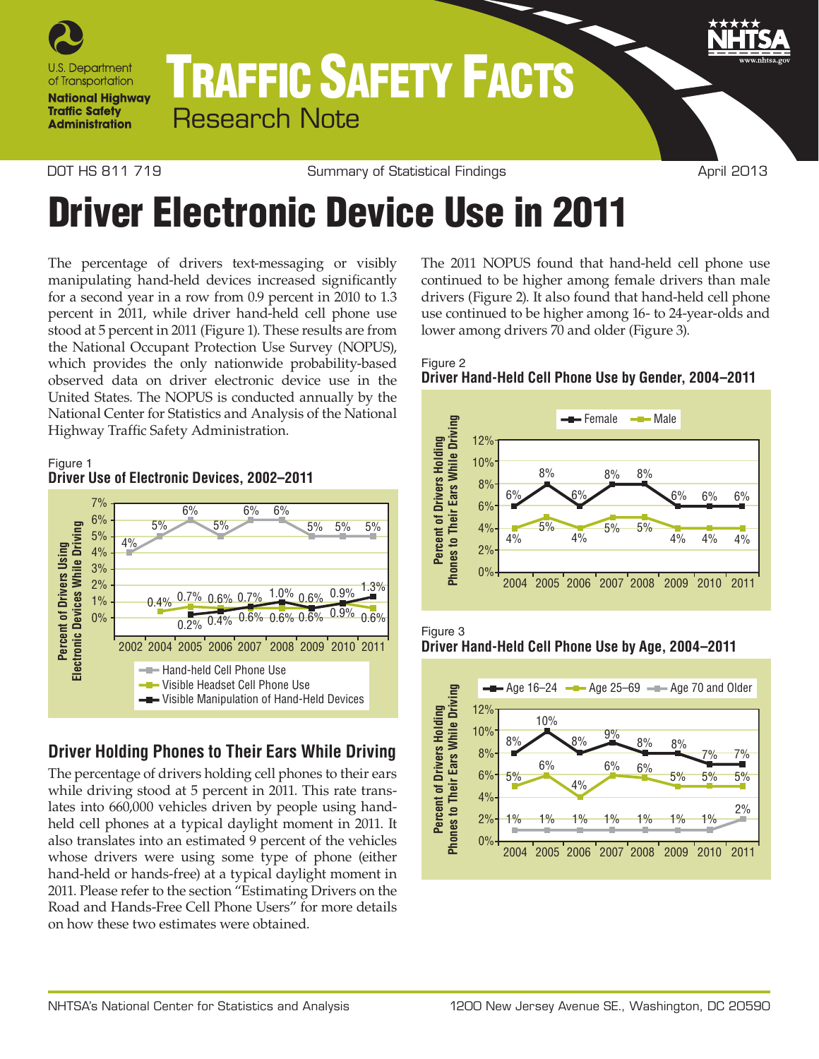# TRAFFIC SAFETY FACTS

Research Note

DOT HS 811 719 — Summary of Statistical Findings — April 2013

# Driver Electronic Device Use in 2011

The percentage of drivers text-messaging or visibly manipulating hand-held devices increased significantly for a second year in a row from 0.9 percent in 2010 to 1.3 percent in 2011, while driver hand-held cell phone use stood at 5 percent in 2011 (Figure 1). These results are from the National Occupant Protection Use Survey (NOPUS), which provides the only nationwide probability-based observed data on driver electronic device use in the United States. The NOPUS is conducted annually by the National Center for Statistics and Analysis of the National Highway Traffic Safety Administration.

Figure 1
**Driver Use of Electronic Devices, 2002–2011**

| Year | Hand-held Cell Phone Use | Visible Headset Cell Phone Use | Visible Manipulation of Hand-Held Devices |
|---|---|---|---|
| 2002 | 4% | | |
| 2004 | 5% | 0.4% | |
| 2005 | 6% | 0.7% | 0.2% |
| 2006 | 5% | 0.6% | 0.4% |
| 2007 | 6% | 0.6% | 0.7% |
| 2008 | 6% | 0.6% | 1.0% |
| 2009 | 5% | 0.6% | 0.6% |
| 2010 | 5% | 0.9% | 0.9% |
| 2011 | 5% | 0.6% | 1.3% |

## Driver Holding Phones to Their Ears While Driving

The percentage of drivers holding cell phones to their ears while driving stood at 5 percent in 2011. This rate translates into 660,000 vehicles driven by people using hand-held cell phones at a typical daylight moment in 2011. It also translates into an estimated 9 percent of the vehicles whose drivers were using some type of phone (either hand-held or hands-free) at a typical daylight moment in 2011. Please refer to the section "Estimating Drivers on the Road and Hands-Free Cell Phone Users" for more details on how these two estimates were obtained.

The 2011 NOPUS found that hand-held cell phone use continued to be higher among female drivers than male drivers (Figure 2). It also found that hand-held cell phone use continued to be higher among 16- to 24-year-olds and lower among drivers 70 and older (Figure 3).

Figure 2
**Driver Hand-Held Cell Phone Use by Gender, 2004–2011**

| Year | Female | Male |
|---|---|---|
| 2004 | 6% | 4% |
| 2005 | 8% | 5% |
| 2006 | 6% | 4% |
| 2007 | 8% | 5% |
| 2008 | 8% | 5% |
| 2009 | 6% | 4% |
| 2010 | 6% | 4% |
| 2011 | 6% | 4% |

Figure 3
**Driver Hand-Held Cell Phone Use by Age, 2004–2011**

| Year | Age 16–24 | Age 25–69 | Age 70 and Older |
|---|---|---|---|
| 2004 | 8% | 5% | 1% |
| 2005 | 10% | 6% | 1% |
| 2006 | 8% | 4% | 1% |
| 2007 | 9% | 6% | 1% |
| 2008 | 8% | 6% | 1% |
| 2009 | 8% | 5% | 1% |
| 2010 | 7% | 5% | 1% |
| 2011 | 7% | 5% | 2% |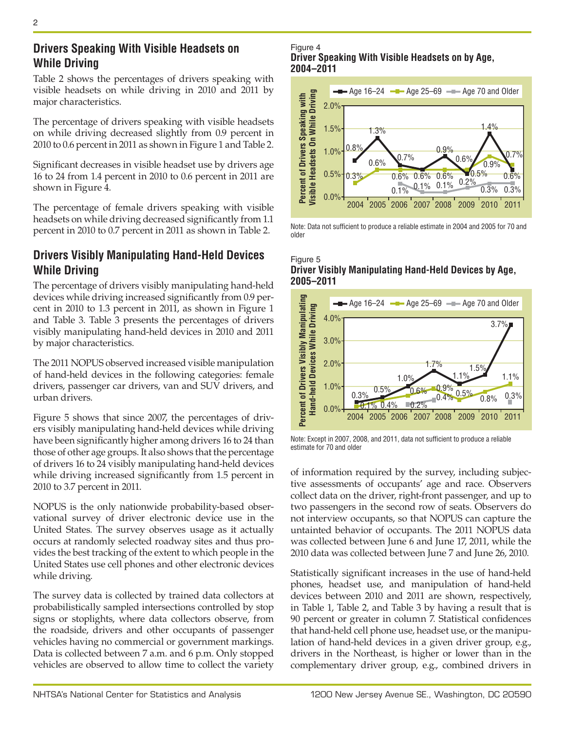## Drivers Speaking With Visible Headsets on While Driving

Table 2 shows the percentages of drivers speaking with visible headsets on while driving in 2010 and 2011 by major characteristics.

The percentage of drivers speaking with visible headsets on while driving decreased slightly from 0.9 percent in 2010 to 0.6 percent in 2011 as shown in Figure 1 and Table 2.

Significant decreases in visible headset use by drivers age 16 to 24 from 1.4 percent in 2010 to 0.6 percent in 2011 are shown in Figure 4.

The percentage of female drivers speaking with visible headsets on while driving decreased significantly from 1.1 percent in 2010 to 0.7 percent in 2011 as shown in Table 2.

Figure 4
**Driver Speaking With Visible Headsets on by Age, 2004–2011**

Note: Data not sufficient to produce a reliable estimate in 2004 and 2005 for 70 and older

## Drivers Visibly Manipulating Hand-Held Devices While Driving

The percentage of drivers visibly manipulating hand-held devices while driving increased significantly from 0.9 percent in 2010 to 1.3 percent in 2011, as shown in Figure 1 and Table 3. Table 3 presents the percentages of drivers visibly manipulating hand-held devices in 2010 and 2011 by major characteristics.

The 2011 NOPUS observed increased visible manipulation of hand-held devices in the following categories: female drivers, passenger car drivers, van and SUV drivers, and urban drivers.

Figure 5 shows that since 2007, the percentages of drivers visibly manipulating hand-held devices while driving have been significantly higher among drivers 16 to 24 than those of other age groups. It also shows that the percentage of drivers 16 to 24 visibly manipulating hand-held devices while driving increased significantly from 1.5 percent in 2010 to 3.7 percent in 2011.

Figure 5
**Driver Visibly Manipulating Hand-Held Devices by Age, 2005–2011**

Note: Except in 2007, 2008, and 2011, data not sufficient to produce a reliable estimate for 70 and older

NOPUS is the only nationwide probability-based observational survey of driver electronic device use in the United States. The survey observes usage as it actually occurs at randomly selected roadway sites and thus provides the best tracking of the extent to which people in the United States use cell phones and other electronic devices while driving.

The survey data is collected by trained data collectors at probabilistically sampled intersections controlled by stop signs or stoplights, where data collectors observe, from the roadside, drivers and other occupants of passenger vehicles having no commercial or government markings. Data is collected between 7 a.m. and 6 p.m. Only stopped vehicles are observed to allow time to collect the variety of information required by the survey, including subjective assessments of occupants' age and race. Observers collect data on the driver, right-front passenger, and up to two passengers in the second row of seats. Observers do not interview occupants, so that NOPUS can capture the untainted behavior of occupants. The 2011 NOPUS data was collected between June 6 and June 17, 2011, while the 2010 data was collected between June 7 and June 26, 2010.

Statistically significant increases in the use of hand-held phones, headset use, and manipulation of hand-held devices between 2010 and 2011 are shown, respectively, in Table 1, Table 2, and Table 3 by having a result that is 90 percent or greater in column 7. Statistical confidences that hand-held cell phone use, headset use, or the manipulation of hand-held devices in a given driver group, e.g., drivers in the Northeast, is higher or lower than in the complementary driver group, e.g., combined drivers in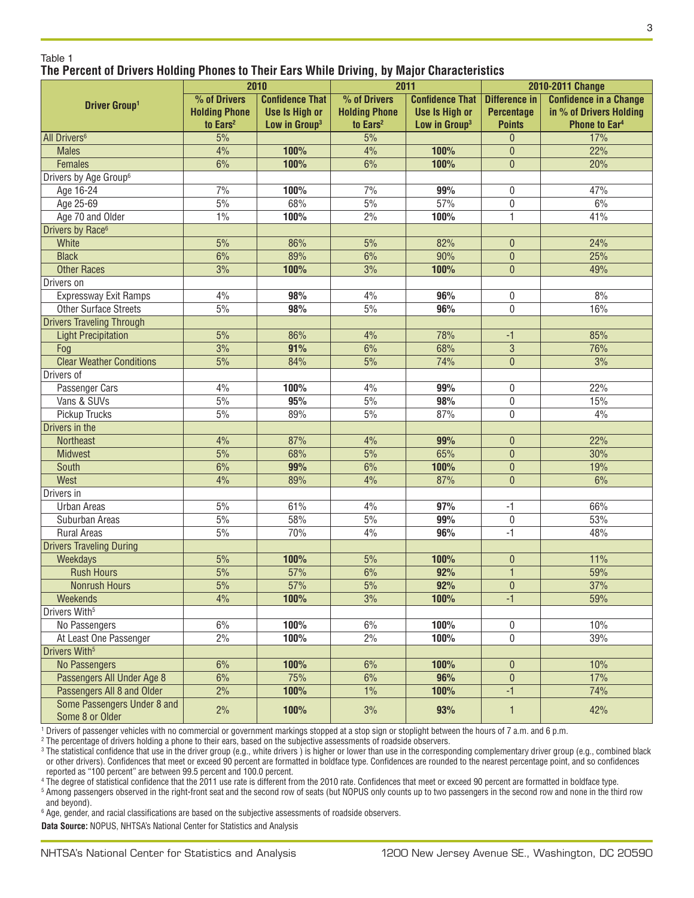Table 1

**The Percent of Drivers Holding Phones to Their Ears While Driving, by Major Characteristics**

| Driver Group[1] | 2010 | | 2011 | | 2010-2011 Change | |
|---|---|---|---|---|---|---|
| | % of Drivers Holding Phone to Ears[2] | Confidence That Use Is High or Low in Group[3] | % of Drivers Holding Phone to Ears[2] | Confidence That Use Is High or Low in Group[3] | Difference in Percentage Points | Confidence in a Change in % of Drivers Holding Phone to Ear[4] |
| All Drivers[6] | 5% | | 5% | | 0 | 17% |
| Males | 4% | **100%** | 4% | **100%** | 0 | 22% |
| Females | 6% | **100%** | 6% | **100%** | 0 | 20% |
| Drivers by Age Group[6] | | | | | | |
| Age 16-24 | 7% | **100%** | 7% | **99%** | 0 | 47% |
| Age 25-69 | 5% | 68% | 5% | 57% | 0 | 6% |
| Age 70 and Older | 1% | **100%** | 2% | **100%** | 1 | 41% |
| Drivers by Race[6] | | | | | | |
| White | 5% | 86% | 5% | 82% | 0 | 24% |
| Black | 6% | 89% | 6% | 90% | 0 | 25% |
| Other Races | 3% | **100%** | 3% | **100%** | 0 | 49% |
| Drivers on | | | | | | |
| Expressway Exit Ramps | 4% | **98%** | 4% | **96%** | 0 | 8% |
| Other Surface Streets | 5% | **98%** | 5% | **96%** | 0 | 16% |
| Drivers Traveling Through | | | | | | |
| Light Precipitation | 5% | 86% | 4% | 78% | -1 | 85% |
| Fog | 3% | **91%** | 6% | 68% | 3 | 76% |
| Clear Weather Conditions | 5% | 84% | 5% | 74% | 0 | 3% |
| Drivers of | | | | | | |
| Passenger Cars | 4% | **100%** | 4% | **99%** | 0 | 22% |
| Vans & SUVs | 5% | **95%** | 5% | **98%** | 0 | 15% |
| Pickup Trucks | 5% | 89% | 5% | 87% | 0 | 4% |
| Drivers in the | | | | | | |
| Northeast | 4% | 87% | 4% | **99%** | 0 | 22% |
| Midwest | 5% | 68% | 5% | 65% | 0 | 30% |
| South | 6% | **99%** | 6% | **100%** | 0 | 19% |
| West | 4% | 89% | 4% | 87% | 0 | 6% |
| Drivers in | | | | | | |
| Urban Areas | 5% | 61% | 4% | **97%** | -1 | 66% |
| Suburban Areas | 5% | 58% | 5% | **99%** | 0 | 53% |
| Rural Areas | 5% | 70% | 4% | **96%** | -1 | 48% |
| Drivers Traveling During | | | | | | |
| Weekdays | 5% | **100%** | 5% | **100%** | 0 | 11% |
| Rush Hours | 5% | 57% | 6% | **92%** | 1 | 59% |
| Nonrush Hours | 5% | 57% | 5% | **92%** | 0 | 37% |
| Weekends | 4% | **100%** | 3% | **100%** | -1 | 59% |
| Drivers With[5] | | | | | | |
| No Passengers | 6% | **100%** | 6% | **100%** | 0 | 10% |
| At Least One Passenger | 2% | **100%** | 2% | **100%** | 0 | 39% |
| Drivers With[5] | | | | | | |
| No Passengers | 6% | **100%** | 6% | **100%** | 0 | 10% |
| Passengers All Under Age 8 | 6% | 75% | 6% | **96%** | 0 | 17% |
| Passengers All 8 and Older | 2% | **100%** | 1% | **100%** | -1 | 74% |
| Some Passengers Under 8 and Some 8 or Older | 2% | **100%** | 3% | **93%** | 1 | 42% |

[1] Drivers of passenger vehicles with no commercial or government markings stopped at a stop sign or stoplight between the hours of 7 a.m. and 6 p.m.

[2] The percentage of drivers holding a phone to their ears, based on the subjective assessments of roadside observers.

[3] The statistical confidence that use in the driver group (e.g., white drivers ) is higher or lower than use in the corresponding complementary driver group (e.g., combined black or other drivers). Confidences that meet or exceed 90 percent are formatted in boldface type. Confidences are rounded to the nearest percentage point, and so confidences reported as "100 percent" are between 99.5 percent and 100.0 percent.

[4] The degree of statistical confidence that the 2011 use rate is different from the 2010 rate. Confidences that meet or exceed 90 percent are formatted in boldface type.

[5] Among passengers observed in the right-front seat and the second row of seats (but NOPUS only counts up to two passengers in the second row and none in the third row and beyond).

[6] Age, gender, and racial classifications are based on the subjective assessments of roadside observers.

**Data Source:** NOPUS, NHTSA's National Center for Statistics and Analysis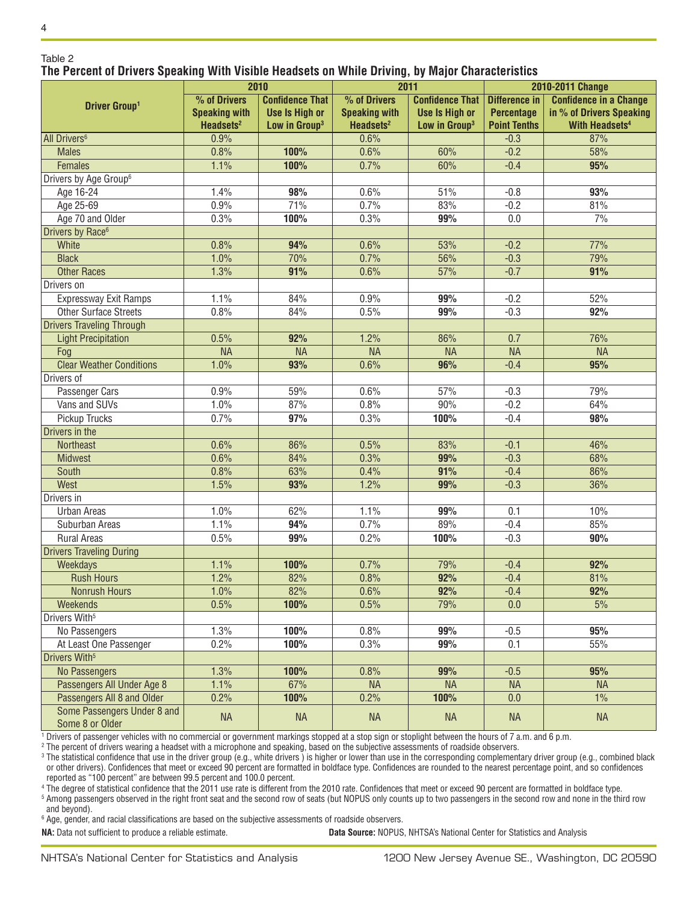Table 2

## The Percent of Drivers Speaking With Visible Headsets on While Driving, by Major Characteristics

| Driver Group[1] | 2010 | | 2011 | | 2010-2011 Change | |
|---|---|---|---|---|---|---|
| | % of Drivers Speaking with Headsets[2] | Confidence That Use Is High or Low in Group[3] | % of Drivers Speaking with Headsets[2] | Confidence That Use Is High or Low in Group[3] | Difference in Percentage Point Tenths | Confidence in a Change in % of Drivers Speaking With Headsets[4] |
| All Drivers[6] | 0.9% | | 0.6% | | -0.3 | 87% |
| Males | 0.8% | **100%** | 0.6% | 60% | -0.2 | 58% |
| Females | 1.1% | **100%** | 0.7% | 60% | -0.4 | **95%** |
| Drivers by Age Group[6] | | | | | | |
| Age 16-24 | 1.4% | **98%** | 0.6% | 51% | -0.8 | **93%** |
| Age 25-69 | 0.9% | 71% | 0.7% | 83% | -0.2 | 81% |
| Age 70 and Older | 0.3% | **100%** | 0.3% | **99%** | 0.0 | 7% |
| Drivers by Race[6] | | | | | | |
| White | 0.8% | **94%** | 0.6% | 53% | -0.2 | 77% |
| Black | 1.0% | 70% | 0.7% | 56% | -0.3 | 79% |
| Other Races | 1.3% | **91%** | 0.6% | 57% | -0.7 | **91%** |
| Drivers on | | | | | | |
| Expressway Exit Ramps | 1.1% | 84% | 0.9% | **99%** | -0.2 | 52% |
| Other Surface Streets | 0.8% | 84% | 0.5% | **99%** | -0.3 | **92%** |
| Drivers Traveling Through | | | | | | |
| Light Precipitation | 0.5% | **92%** | 1.2% | 86% | 0.7 | 76% |
| Fog | NA | NA | NA | NA | NA | NA |
| Clear Weather Conditions | 1.0% | **93%** | 0.6% | **96%** | -0.4 | **95%** |
| Drivers of | | | | | | |
| Passenger Cars | 0.9% | 59% | 0.6% | 57% | -0.3 | 79% |
| Vans and SUVs | 1.0% | 87% | 0.8% | 90% | -0.2 | 64% |
| Pickup Trucks | 0.7% | **97%** | 0.3% | **100%** | -0.4 | **98%** |
| Drivers in the | | | | | | |
| Northeast | 0.6% | 86% | 0.5% | 83% | -0.1 | 46% |
| Midwest | 0.6% | 84% | 0.3% | **99%** | -0.3 | 68% |
| South | 0.8% | 63% | 0.4% | **91%** | -0.4 | 86% |
| West | 1.5% | **93%** | 1.2% | **99%** | -0.3 | 36% |
| Drivers in | | | | | | |
| Urban Areas | 1.0% | 62% | 1.1% | **99%** | 0.1 | 10% |
| Suburban Areas | 1.1% | **94%** | 0.7% | 89% | -0.4 | 85% |
| Rural Areas | 0.5% | **99%** | 0.2% | **100%** | -0.3 | **90%** |
| Drivers Traveling During | | | | | | |
| Weekdays | 1.1% | **100%** | 0.7% | 79% | -0.4 | **92%** |
| Rush Hours | 1.2% | 82% | 0.8% | **92%** | -0.4 | 81% |
| Nonrush Hours | 1.0% | 82% | 0.6% | **92%** | -0.4 | **92%** |
| Weekends | 0.5% | **100%** | 0.5% | 79% | 0.0 | 5% |
| Drivers With[5] | | | | | | |
| No Passengers | 1.3% | **100%** | 0.8% | **99%** | -0.5 | **95%** |
| At Least One Passenger | 0.2% | **100%** | 0.3% | **99%** | 0.1 | 55% |
| Drivers With[5] | | | | | | |
| No Passengers | 1.3% | **100%** | 0.8% | **99%** | -0.5 | **95%** |
| Passengers All Under Age 8 | 1.1% | 67% | NA | NA | NA | NA |
| Passengers All 8 and Older | 0.2% | **100%** | 0.2% | **100%** | 0.0 | 1% |
| Some Passengers Under 8 and Some 8 or Older | NA | NA | NA | NA | NA | NA |

[1] Drivers of passenger vehicles with no commercial or government markings stopped at a stop sign or stoplight between the hours of 7 a.m. and 6 p.m.

[2] The percent of drivers wearing a headset with a microphone and speaking, based on the subjective assessments of roadside observers.

[3] The statistical confidence that use in the driver group (e.g., white drivers ) is higher or lower than use in the corresponding complementary driver group (e.g., combined black or other drivers). Confidences that meet or exceed 90 percent are formatted in boldface type. Confidences are rounded to the nearest percentage point, and so confidences reported as "100 percent" are between 99.5 percent and 100.0 percent.

[4] The degree of statistical confidence that the 2011 use rate is different from the 2010 rate. Confidences that meet or exceed 90 percent are formatted in boldface type.

[5] Among passengers observed in the right front seat and the second row of seats (but NOPUS only counts up to two passengers in the second row and none in the third row and beyond).

[6] Age, gender, and racial classifications are based on the subjective assessments of roadside observers.

**NA:** Data not sufficient to produce a reliable estimate.

**Data Source:** NOPUS, NHTSA's National Center for Statistics and Analysis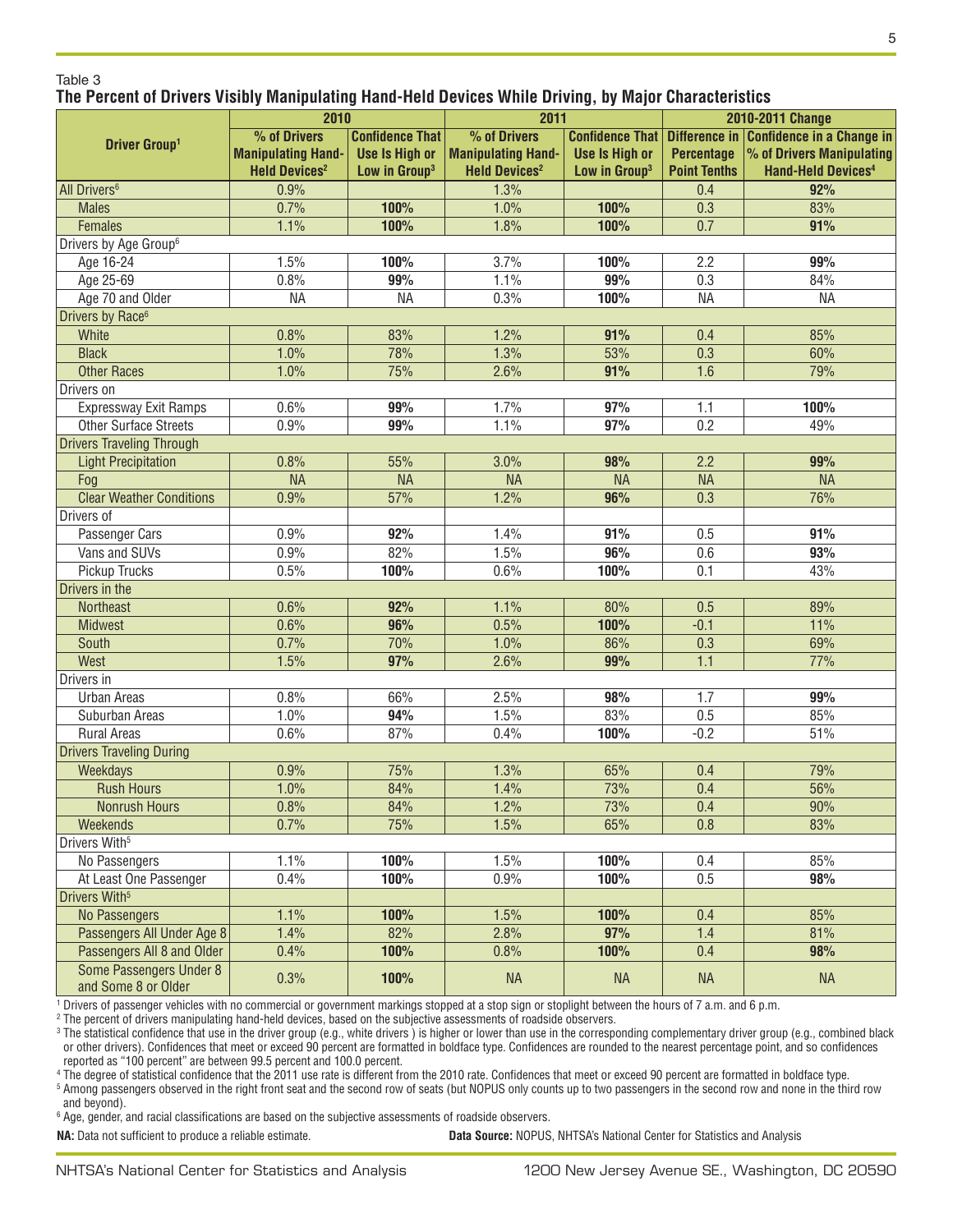Table 3

**The Percent of Drivers Visibly Manipulating Hand-Held Devices While Driving, by Major Characteristics**

| Driver Group[1] | 2010 | | 2011 | | 2010-2011 Change | |
|---|---|---|---|---|---|---|
| | % of Drivers Manipulating Hand-Held Devices[2] | Confidence That Use Is High or Low in Group[3] | % of Drivers Manipulating Hand-Held Devices[2] | Confidence That Use Is High or Low in Group[3] | Difference in Percentage Point Tenths | Confidence in a Change in % of Drivers Manipulating Hand-Held Devices[4] |
| All Drivers[6] | 0.9% | | 1.3% | | 0.4 | **92%** |
| Males | 0.7% | **100%** | 1.0% | **100%** | 0.3 | 83% |
| Females | 1.1% | **100%** | 1.8% | **100%** | 0.7 | **91%** |
| Drivers by Age Group[6] | | | | | | |
| Age 16-24 | 1.5% | **100%** | 3.7% | **100%** | 2.2 | **99%** |
| Age 25-69 | 0.8% | **99%** | 1.1% | **99%** | 0.3 | 84% |
| Age 70 and Older | NA | NA | 0.3% | **100%** | NA | NA |
| Drivers by Race[6] | | | | | | |
| White | 0.8% | 83% | 1.2% | **91%** | 0.4 | 85% |
| Black | 1.0% | 78% | 1.3% | 53% | 0.3 | 60% |
| Other Races | 1.0% | 75% | 2.6% | **91%** | 1.6 | 79% |
| Drivers on | | | | | | |
| Expressway Exit Ramps | 0.6% | **99%** | 1.7% | **97%** | 1.1 | **100%** |
| Other Surface Streets | 0.9% | **99%** | 1.1% | **97%** | 0.2 | 49% |
| Drivers Traveling Through | | | | | | |
| Light Precipitation | 0.8% | 55% | 3.0% | **98%** | 2.2 | **99%** |
| Fog | NA | NA | NA | NA | NA | NA |
| Clear Weather Conditions | 0.9% | 57% | 1.2% | **96%** | 0.3 | 76% |
| Drivers of | | | | | | |
| Passenger Cars | 0.9% | **92%** | 1.4% | **91%** | 0.5 | **91%** |
| Vans and SUVs | 0.9% | 82% | 1.5% | **96%** | 0.6 | **93%** |
| Pickup Trucks | 0.5% | **100%** | 0.6% | **100%** | 0.1 | 43% |
| Drivers in the | | | | | | |
| Northeast | 0.6% | **92%** | 1.1% | 80% | 0.5 | 89% |
| Midwest | 0.6% | **96%** | 0.5% | **100%** | -0.1 | 11% |
| South | 0.7% | 70% | 1.0% | 86% | 0.3 | 69% |
| West | 1.5% | **97%** | 2.6% | **99%** | 1.1 | 77% |
| Drivers in | | | | | | |
| Urban Areas | 0.8% | 66% | 2.5% | **98%** | 1.7 | **99%** |
| Suburban Areas | 1.0% | **94%** | 1.5% | 83% | 0.5 | 85% |
| Rural Areas | 0.6% | 87% | 0.4% | **100%** | -0.2 | 51% |
| Drivers Traveling During | | | | | | |
| Weekdays | 0.9% | 75% | 1.3% | 65% | 0.4 | 79% |
| Rush Hours | 1.0% | 84% | 1.4% | 73% | 0.4 | 56% |
| Nonrush Hours | 0.8% | 84% | 1.2% | 73% | 0.4 | 90% |
| Weekends | 0.7% | 75% | 1.5% | 65% | 0.8 | 83% |
| Drivers With[5] | | | | | | |
| No Passengers | 1.1% | **100%** | 1.5% | **100%** | 0.4 | 85% |
| At Least One Passenger | 0.4% | **100%** | 0.9% | **100%** | 0.5 | **98%** |
| Drivers With[5] | | | | | | |
| No Passengers | 1.1% | **100%** | 1.5% | **100%** | 0.4 | 85% |
| Passengers All Under Age 8 | 1.4% | 82% | 2.8% | **97%** | 1.4 | 81% |
| Passengers All 8 and Older | 0.4% | **100%** | 0.8% | **100%** | 0.4 | **98%** |
| Some Passengers Under 8 and Some 8 or Older | 0.3% | **100%** | NA | NA | NA | NA |

[1] Drivers of passenger vehicles with no commercial or government markings stopped at a stop sign or stoplight between the hours of 7 a.m. and 6 p.m.

[2] The percent of drivers manipulating hand-held devices, based on the subjective assessments of roadside observers.

[3] The statistical confidence that use in the driver group (e.g., white drivers ) is higher or lower than use in the corresponding complementary driver group (e.g., combined black or other drivers). Confidences that meet or exceed 90 percent are formatted in boldface type. Confidences are rounded to the nearest percentage point, and so confidences reported as "100 percent" are between 99.5 percent and 100.0 percent.

[4] The degree of statistical confidence that the 2011 use rate is different from the 2010 rate. Confidences that meet or exceed 90 percent are formatted in boldface type.

[5] Among passengers observed in the right front seat and the second row of seats (but NOPUS only counts up to two passengers in the second row and none in the third row and beyond).

[6] Age, gender, and racial classifications are based on the subjective assessments of roadside observers.

**NA:** Data not sufficient to produce a reliable estimate.

**Data Source:** NOPUS, NHTSA's National Center for Statistics and Analysis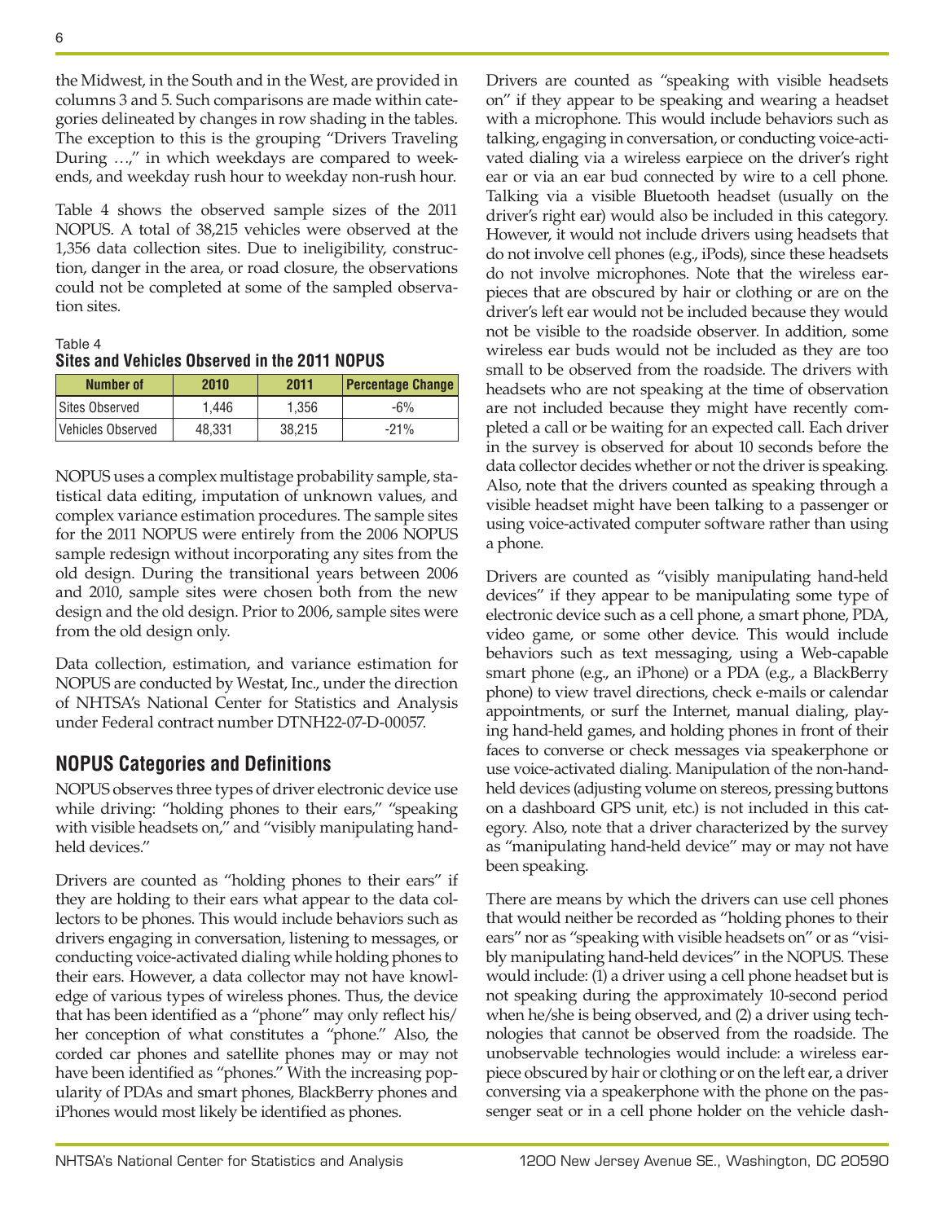the Midwest, in the South and in the West, are provided in columns 3 and 5. Such comparisons are made within categories delineated by changes in row shading in the tables. The exception to this is the grouping "Drivers Traveling During …," in which weekdays are compared to weekends, and weekday rush hour to weekday non-rush hour.

Table 4 shows the observed sample sizes of the 2011 NOPUS. A total of 38,215 vehicles were observed at the 1,356 data collection sites. Due to ineligibility, construction, danger in the area, or road closure, the observations could not be completed at some of the sampled observation sites.

Table 4
**Sites and Vehicles Observed in the 2011 NOPUS**

| Number of | 2010 | 2011 | Percentage Change |
|---|---|---|---|
| Sites Observed | 1,446 | 1,356 | -6% |
| Vehicles Observed | 48,331 | 38,215 | -21% |

NOPUS uses a complex multistage probability sample, statistical data editing, imputation of unknown values, and complex variance estimation procedures. The sample sites for the 2011 NOPUS were entirely from the 2006 NOPUS sample redesign without incorporating any sites from the old design. During the transitional years between 2006 and 2010, sample sites were chosen both from the new design and the old design. Prior to 2006, sample sites were from the old design only.

Data collection, estimation, and variance estimation for NOPUS are conducted by Westat, Inc., under the direction of NHTSA's National Center for Statistics and Analysis under Federal contract number DTNH22-07-D-00057.

## NOPUS Categories and Definitions

NOPUS observes three types of driver electronic device use while driving: "holding phones to their ears," "speaking with visible headsets on," and "visibly manipulating hand-held devices."

Drivers are counted as "holding phones to their ears" if they are holding to their ears what appear to the data collectors to be phones. This would include behaviors such as drivers engaging in conversation, listening to messages, or conducting voice-activated dialing while holding phones to their ears. However, a data collector may not have knowledge of various types of wireless phones. Thus, the device that has been identified as a "phone" may only reflect his/her conception of what constitutes a "phone." Also, the corded car phones and satellite phones may or may not have been identified as "phones." With the increasing popularity of PDAs and smart phones, BlackBerry phones and iPhones would most likely be identified as phones.

Drivers are counted as "speaking with visible headsets on" if they appear to be speaking and wearing a headset with a microphone. This would include behaviors such as talking, engaging in conversation, or conducting voice-activated dialing via a wireless earpiece on the driver's right ear or via an ear bud connected by wire to a cell phone. Talking via a visible Bluetooth headset (usually on the driver's right ear) would also be included in this category. However, it would not include drivers using headsets that do not involve cell phones (e.g., iPods), since these headsets do not involve microphones. Note that the wireless earpieces that are obscured by hair or clothing or are on the driver's left ear would not be included because they would not be visible to the roadside observer. In addition, some wireless ear buds would not be included as they are too small to be observed from the roadside. The drivers with headsets who are not speaking at the time of observation are not included because they might have recently completed a call or be waiting for an expected call. Each driver in the survey is observed for about 10 seconds before the data collector decides whether or not the driver is speaking. Also, note that the drivers counted as speaking through a visible headset might have been talking to a passenger or using voice-activated computer software rather than using a phone.

Drivers are counted as "visibly manipulating hand-held devices" if they appear to be manipulating some type of electronic device such as a cell phone, a smart phone, PDA, video game, or some other device. This would include behaviors such as text messaging, using a Web-capable smart phone (e.g., an iPhone) or a PDA (e.g., a BlackBerry phone) to view travel directions, check e-mails or calendar appointments, or surf the Internet, manual dialing, playing hand-held games, and holding phones in front of their faces to converse or check messages via speakerphone or use voice-activated dialing. Manipulation of the non-handheld devices (adjusting volume on stereos, pressing buttons on a dashboard GPS unit, etc.) is not included in this category. Also, note that a driver characterized by the survey as "manipulating hand-held device" may or may not have been speaking.

There are means by which the drivers can use cell phones that would neither be recorded as "holding phones to their ears" nor as "speaking with visible headsets on" or as "visibly manipulating hand-held devices" in the NOPUS. These would include: (1) a driver using a cell phone headset but is not speaking during the approximately 10-second period when he/she is being observed, and (2) a driver using technologies that cannot be observed from the roadside. The unobservable technologies would include: a wireless earpiece obscured by hair or clothing or on the left ear, a driver conversing via a speakerphone with the phone on the passenger seat or in a cell phone holder on the vehicle dash-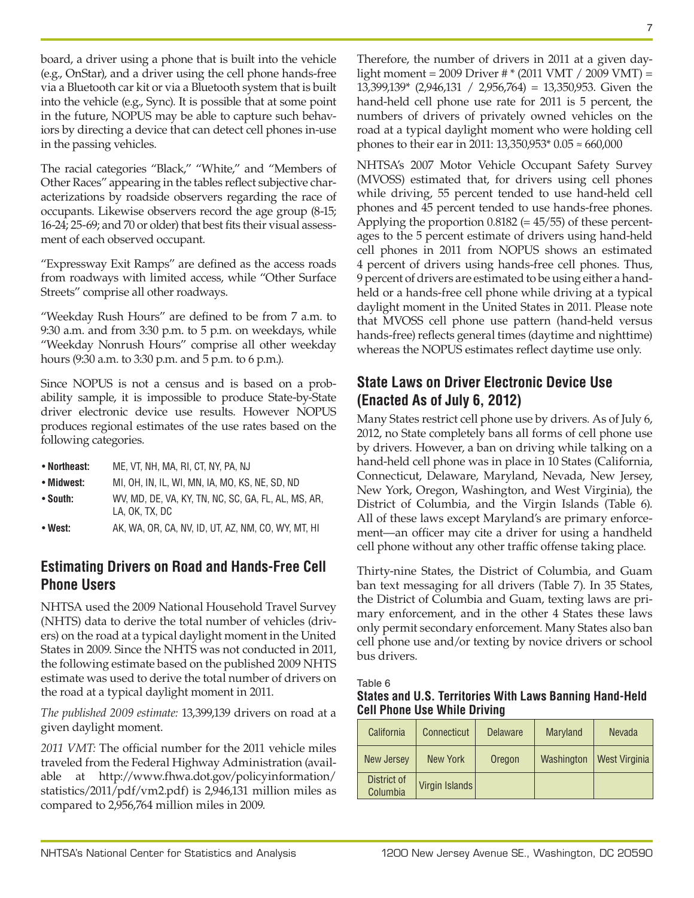board, a driver using a phone that is built into the vehicle (e.g., OnStar), and a driver using the cell phone hands-free via a Bluetooth car kit or via a Bluetooth system that is built into the vehicle (e.g., Sync). It is possible that at some point in the future, NOPUS may be able to capture such behaviors by directing a device that can detect cell phones in-use in the passing vehicles.

The racial categories "Black," "White," and "Members of Other Races" appearing in the tables reflect subjective characterizations by roadside observers regarding the race of occupants. Likewise observers record the age group (8-15; 16-24; 25-69; and 70 or older) that best fits their visual assessment of each observed occupant.

"Expressway Exit Ramps" are defined as the access roads from roadways with limited access, while "Other Surface Streets" comprise all other roadways.

"Weekday Rush Hours" are defined to be from 7 a.m. to 9:30 a.m. and from 3:30 p.m. to 5 p.m. on weekdays, while "Weekday Nonrush Hours" comprise all other weekday hours (9:30 a.m. to 3:30 p.m. and 5 p.m. to 6 p.m.).

Since NOPUS is not a census and is based on a probability sample, it is impossible to produce State-by-State driver electronic device use results. However NOPUS produces regional estimates of the use rates based on the following categories.

- **Northeast:** ME, VT, NH, MA, RI, CT, NY, PA, NJ
- **Midwest:** MI, OH, IN, IL, WI, MN, IA, MO, KS, NE, SD, ND
- **South:** WV, MD, DE, VA, KY, TN, NC, SC, GA, FL, AL, MS, AR, LA, OK, TX, DC
- **West:** AK, WA, OR, CA, NV, ID, UT, AZ, NM, CO, WY, MT, HI

## Estimating Drivers on Road and Hands-Free Cell Phone Users

NHTSA used the 2009 National Household Travel Survey (NHTS) data to derive the total number of vehicles (drivers) on the road at a typical daylight moment in the United States in 2009. Since the NHTS was not conducted in 2011, the following estimate based on the published 2009 NHTS estimate was used to derive the total number of drivers on the road at a typical daylight moment in 2011.

*The published 2009 estimate:* 13,399,139 drivers on road at a given daylight moment.

*2011 VMT:* The official number for the 2011 vehicle miles traveled from the Federal Highway Administration (available at http://www.fhwa.dot.gov/policyinformation/statistics/2011/pdf/vm2.pdf) is 2,946,131 million miles as compared to 2,956,764 million miles in 2009.

Therefore, the number of drivers in 2011 at a given daylight moment = 2009 Driver # * (2011 VMT / 2009 VMT) = 13,399,139* (2,946,131 / 2,956,764) = 13,350,953. Given the hand-held cell phone use rate for 2011 is 5 percent, the numbers of drivers of privately owned vehicles on the road at a typical daylight moment who were holding cell phones to their ear in 2011: 13,350,953* 0.05 ≈ 660,000

NHTSA's 2007 Motor Vehicle Occupant Safety Survey (MVOSS) estimated that, for drivers using cell phones while driving, 55 percent tended to use hand-held cell phones and 45 percent tended to use hands-free phones. Applying the proportion 0.8182 (= 45/55) of these percentages to the 5 percent estimate of drivers using hand-held cell phones in 2011 from NOPUS shows an estimated 4 percent of drivers using hands-free cell phones. Thus, 9 percent of drivers are estimated to be using either a handheld or a hands-free cell phone while driving at a typical daylight moment in the United States in 2011. Please note that MVOSS cell phone use pattern (hand-held versus hands-free) reflects general times (daytime and nighttime) whereas the NOPUS estimates reflect daytime use only.

## State Laws on Driver Electronic Device Use (Enacted As of July 6, 2012)

Many States restrict cell phone use by drivers. As of July 6, 2012, no State completely bans all forms of cell phone use by drivers. However, a ban on driving while talking on a hand-held cell phone was in place in 10 States (California, Connecticut, Delaware, Maryland, Nevada, New Jersey, New York, Oregon, Washington, and West Virginia), the District of Columbia, and the Virgin Islands (Table 6). All of these laws except Maryland's are primary enforcement—an officer may cite a driver for using a handheld cell phone without any other traffic offense taking place.

Thirty-nine States, the District of Columbia, and Guam ban text messaging for all drivers (Table 7). In 35 States, the District of Columbia and Guam, texting laws are primary enforcement, and in the other 4 States these laws only permit secondary enforcement. Many States also ban cell phone use and/or texting by novice drivers or school bus drivers.

Table 6
**States and U.S. Territories With Laws Banning Hand-Held Cell Phone Use While Driving**

| | | | | |
|---|---|---|---|---|
| California | Connecticut | Delaware | Maryland | Nevada |
| New Jersey | New York | Oregon | Washington | West Virginia |
| District of Columbia | Virgin Islands | | | |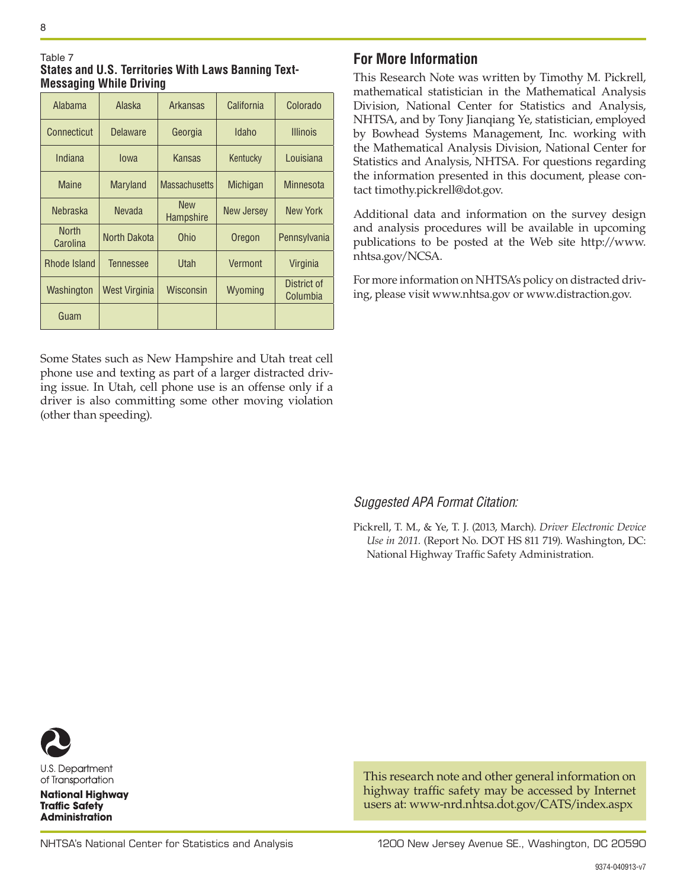Table 7
**States and U.S. Territories With Laws Banning Text-Messaging While Driving**

| | | | | |
|---|---|---|---|---|
| Alabama | Alaska | Arkansas | California | Colorado |
| Connecticut | Delaware | Georgia | Idaho | Illinois |
| Indiana | Iowa | Kansas | Kentucky | Louisiana |
| Maine | Maryland | Massachusetts | Michigan | Minnesota |
| Nebraska | Nevada | New Hampshire | New Jersey | New York |
| North Carolina | North Dakota | Ohio | Oregon | Pennsylvania |
| Rhode Island | Tennessee | Utah | Vermont | Virginia |
| Washington | West Virginia | Wisconsin | Wyoming | District of Columbia |
| Guam | | | | |

Some States such as New Hampshire and Utah treat cell phone use and texting as part of a larger distracted driving issue. In Utah, cell phone use is an offense only if a driver is also committing some other moving violation (other than speeding).

## For More Information

This Research Note was written by Timothy M. Pickrell, mathematical statistician in the Mathematical Analysis Division, National Center for Statistics and Analysis, NHTSA, and by Tony Jianqiang Ye, statistician, employed by Bowhead Systems Management, Inc. working with the Mathematical Analysis Division, National Center for Statistics and Analysis, NHTSA. For questions regarding the information presented in this document, please contact timothy.pickrell@dot.gov.

Additional data and information on the survey design and analysis procedures will be available in upcoming publications to be posted at the Web site http://www.nhtsa.gov/NCSA.

For more information on NHTSA's policy on distracted driving, please visit www.nhtsa.gov or www.distraction.gov.

*Suggested APA Format Citation:*

Pickrell, T. M., & Ye, T. J. (2013, March). *Driver Electronic Device Use in 2011.* (Report No. DOT HS 811 719). Washington, DC: National Highway Traffic Safety Administration.

U.S. Department of Transportation
**National Highway Traffic Safety Administration**

This research note and other general information on highway traffic safety may be accessed by Internet users at: www-nrd.nhtsa.dot.gov/CATS/index.aspx

NHTSA's National Center for Statistics and Analysis 1200 New Jersey Avenue SE., Washington, DC 20590

9374-040913-v7